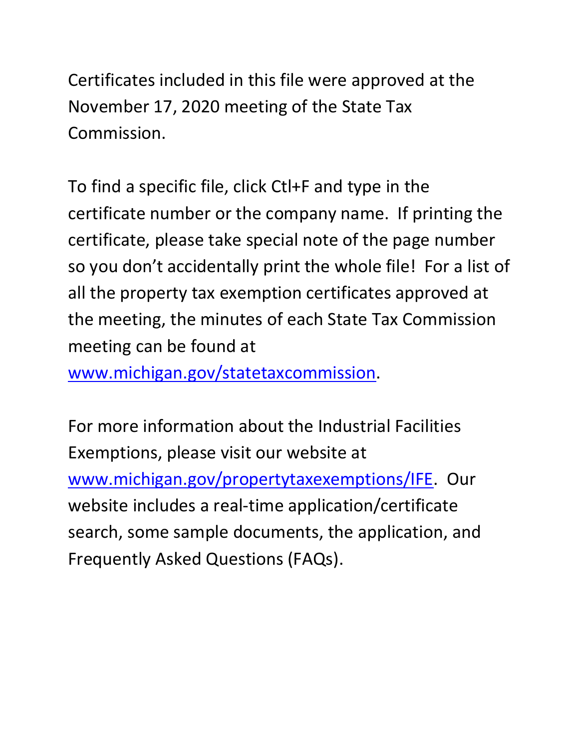Certificates included in this file were approved at the November 17, 2020 meeting of the State Tax Commission.

To find a specific file, click Ctl+F and type in the certificate number or the company name. If printing the certificate, please take special note of the page number so you don't accidentally print the whole file! For a list of all the property tax exemption certificates approved at the meeting, the minutes of each State Tax Commission meeting can be found at www.michigan.gov/statetaxcommission.

For more information about the Industrial Facilities Exemptions, please visit our website at www.michigan.gov/propertytaxexemptions/IFE. Our website includes a real-time application/certificate search, some sample documents, the application, and Frequently Asked Questions (FAQs).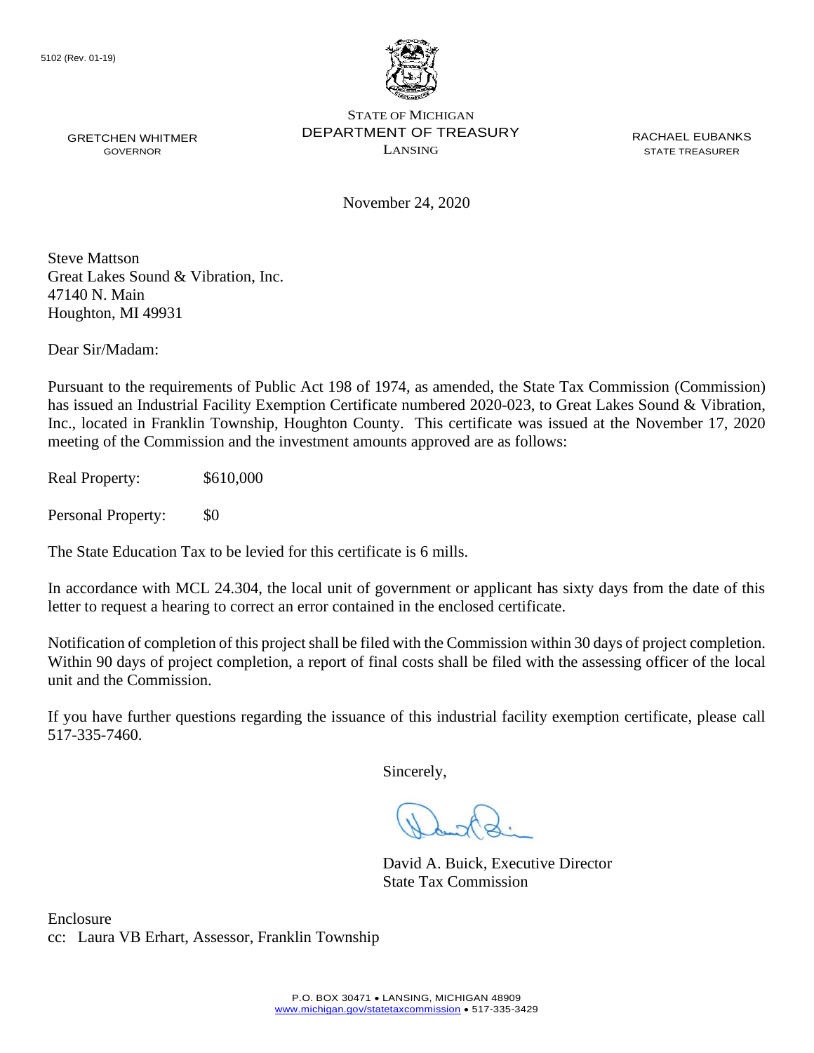5102 (Rev. 01-19)

STATE OF MICHIGAN
DEPARTMENT OF TREASURY
LANSING

GRETCHEN WHITMER
GOVERNOR

RACHAEL EUBANKS
STATE TREASURER

November 24, 2020

Steve Mattson
Great Lakes Sound & Vibration, Inc.
47140 N. Main
Houghton, MI 49931

Dear Sir/Madam:

Pursuant to the requirements of Public Act 198 of 1974, as amended, the State Tax Commission (Commission) has issued an Industrial Facility Exemption Certificate numbered 2020-023, to Great Lakes Sound & Vibration, Inc., located in Franklin Township, Houghton County. This certificate was issued at the November 17, 2020 meeting of the Commission and the investment amounts approved are as follows:

Real Property: $610,000

Personal Property: $0

The State Education Tax to be levied for this certificate is 6 mills.

In accordance with MCL 24.304, the local unit of government or applicant has sixty days from the date of this letter to request a hearing to correct an error contained in the enclosed certificate.

Notification of completion of this project shall be filed with the Commission within 30 days of project completion. Within 90 days of project completion, a report of final costs shall be filed with the assessing officer of the local unit and the Commission.

If you have further questions regarding the issuance of this industrial facility exemption certificate, please call 517-335-7460.

Sincerely,

David A. Buick, Executive Director
State Tax Commission

Enclosure
cc: Laura VB Erhart, Assessor, Franklin Township

P.O. BOX 30471 • LANSING, MICHIGAN 48909
www.michigan.gov/statetaxcommission • 517-335-3429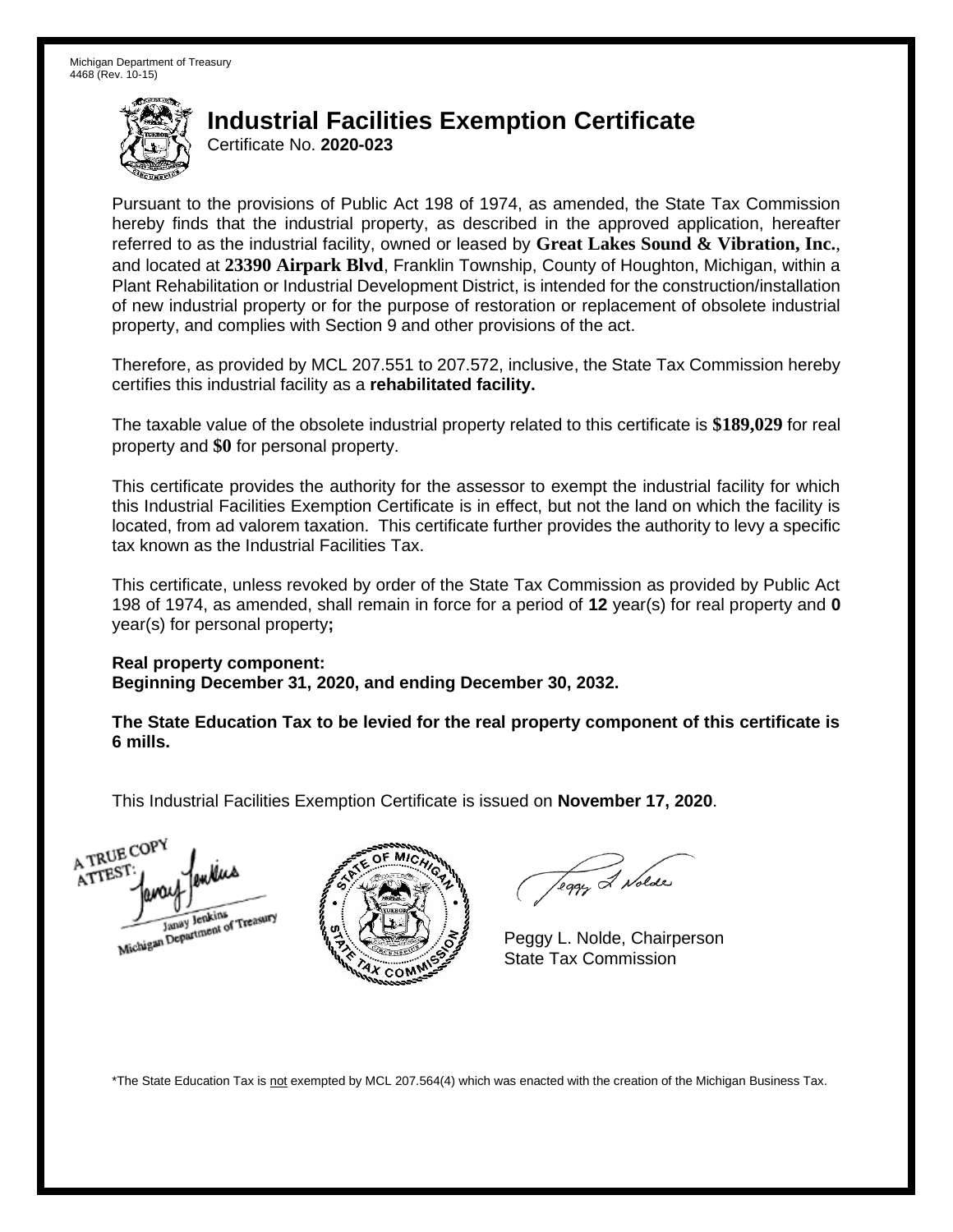Michigan Department of Treasury
4468 (Rev. 10-15)

# Industrial Facilities Exemption Certificate

Certificate No. **2020-023**

Pursuant to the provisions of Public Act 198 of 1974, as amended, the State Tax Commission hereby finds that the industrial property, as described in the approved application, hereafter referred to as the industrial facility, owned or leased by **Great Lakes Sound & Vibration, Inc.**, and located at **23390 Airpark Blvd**, Franklin Township, County of Houghton, Michigan, within a Plant Rehabilitation or Industrial Development District, is intended for the construction/installation of new industrial property or for the purpose of restoration or replacement of obsolete industrial property, and complies with Section 9 and other provisions of the act.

Therefore, as provided by MCL 207.551 to 207.572, inclusive, the State Tax Commission hereby certifies this industrial facility as a **rehabilitated facility.**

The taxable value of the obsolete industrial property related to this certificate is **$189,029** for real property and **$0** for personal property.

This certificate provides the authority for the assessor to exempt the industrial facility for which this Industrial Facilities Exemption Certificate is in effect, but not the land on which the facility is located, from ad valorem taxation. This certificate further provides the authority to levy a specific tax known as the Industrial Facilities Tax.

This certificate, unless revoked by order of the State Tax Commission as provided by Public Act 198 of 1974, as amended, shall remain in force for a period of **12** year(s) for real property and **0** year(s) for personal property**;**

**Real property component:**
**Beginning December 31, 2020, and ending December 30, 2032.**

**The State Education Tax to be levied for the real property component of this certificate is 6 mills.**

This Industrial Facilities Exemption Certificate is issued on **November 17, 2020**.

A TRUE COPY
ATTEST:
Janay Jenkins
Michigan Department of Treasury

Peggy L. Nolde, Chairperson
State Tax Commission

\*The State Education Tax is not exempted by MCL 207.564(4) which was enacted with the creation of the Michigan Business Tax.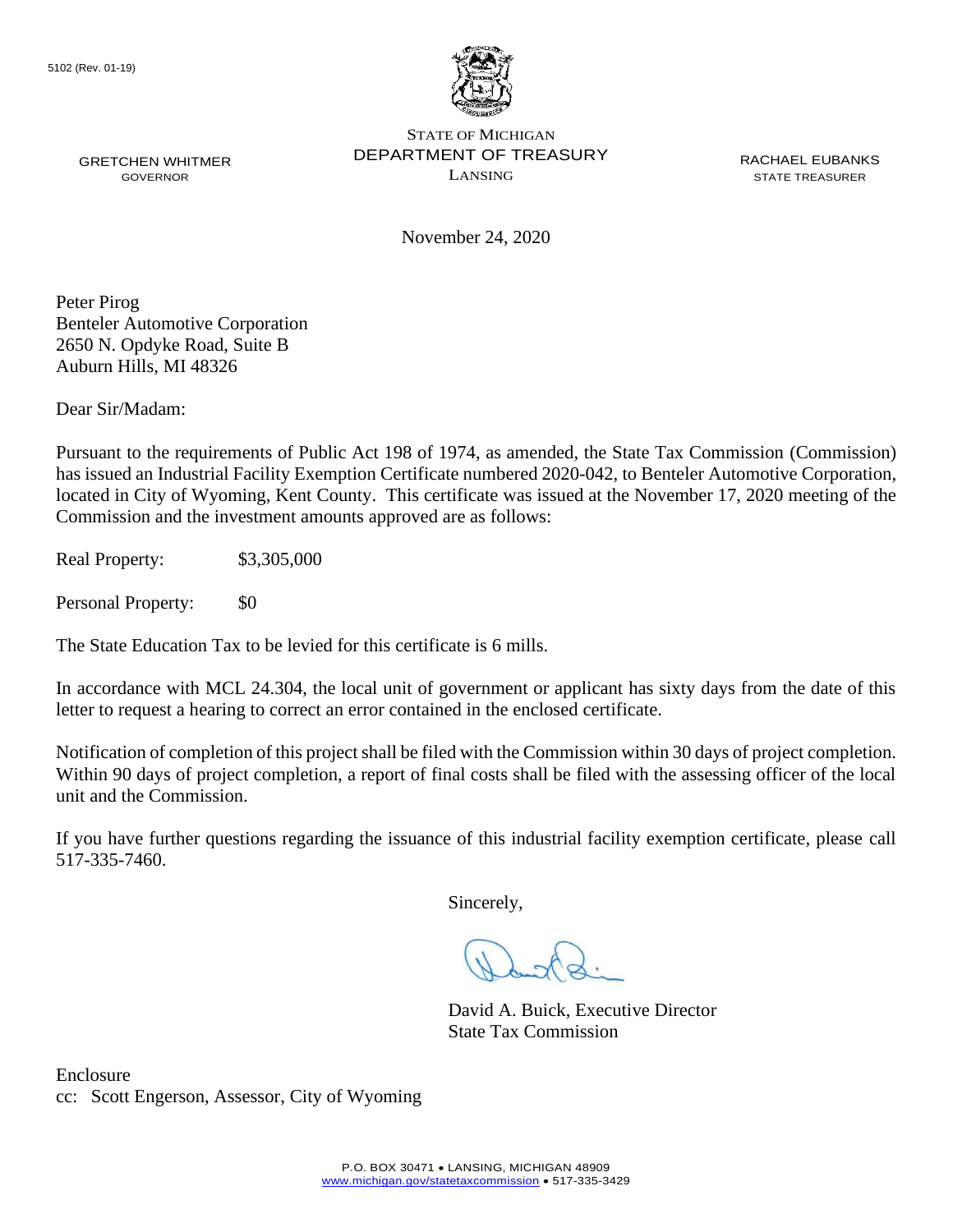5102 (Rev. 01-19)

STATE OF MICHIGAN
DEPARTMENT OF TREASURY
LANSING

GRETCHEN WHITMER
GOVERNOR

RACHAEL EUBANKS
STATE TREASURER

November 24, 2020

Peter Pirog
Benteler Automotive Corporation
2650 N. Opdyke Road, Suite B
Auburn Hills, MI 48326

Dear Sir/Madam:

Pursuant to the requirements of Public Act 198 of 1974, as amended, the State Tax Commission (Commission) has issued an Industrial Facility Exemption Certificate numbered 2020-042, to Benteler Automotive Corporation, located in City of Wyoming, Kent County. This certificate was issued at the November 17, 2020 meeting of the Commission and the investment amounts approved are as follows:

Real Property: $3,305,000

Personal Property: $0

The State Education Tax to be levied for this certificate is 6 mills.

In accordance with MCL 24.304, the local unit of government or applicant has sixty days from the date of this letter to request a hearing to correct an error contained in the enclosed certificate.

Notification of completion of this project shall be filed with the Commission within 30 days of project completion. Within 90 days of project completion, a report of final costs shall be filed with the assessing officer of the local unit and the Commission.

If you have further questions regarding the issuance of this industrial facility exemption certificate, please call 517-335-7460.

Sincerely,

David A. Buick, Executive Director
State Tax Commission

Enclosure
cc: Scott Engerson, Assessor, City of Wyoming

P.O. BOX 30471 • LANSING, MICHIGAN 48909
www.michigan.gov/statetaxcommission • 517-335-3429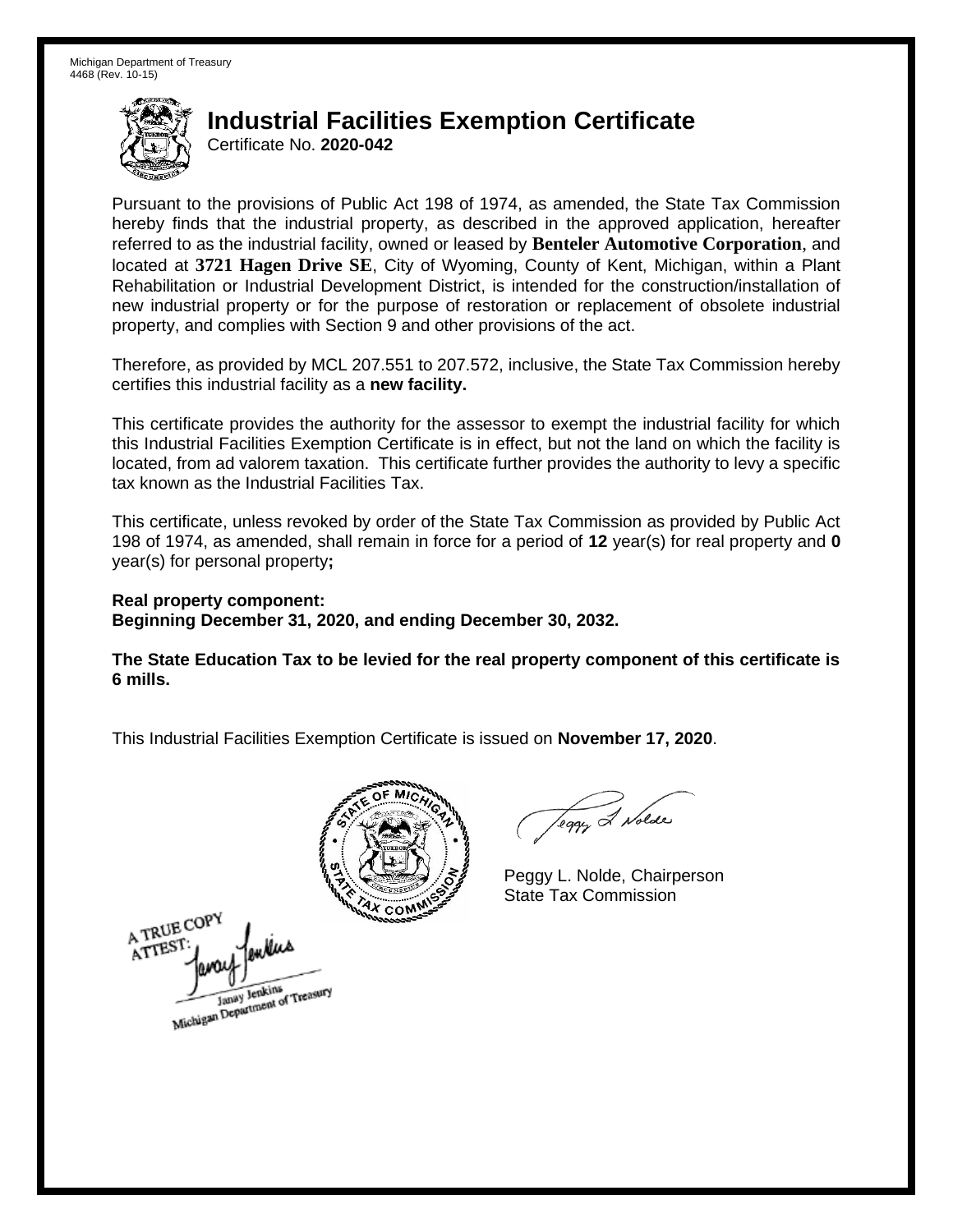Michigan Department of Treasury
4468 (Rev. 10-15)

# Industrial Facilities Exemption Certificate

Certificate No. **2020-042**

Pursuant to the provisions of Public Act 198 of 1974, as amended, the State Tax Commission hereby finds that the industrial property, as described in the approved application, hereafter referred to as the industrial facility, owned or leased by **Benteler Automotive Corporation**, and located at **3721 Hagen Drive SE**, City of Wyoming, County of Kent, Michigan, within a Plant Rehabilitation or Industrial Development District, is intended for the construction/installation of new industrial property or for the purpose of restoration or replacement of obsolete industrial property, and complies with Section 9 and other provisions of the act.

Therefore, as provided by MCL 207.551 to 207.572, inclusive, the State Tax Commission hereby certifies this industrial facility as a **new facility.**

This certificate provides the authority for the assessor to exempt the industrial facility for which this Industrial Facilities Exemption Certificate is in effect, but not the land on which the facility is located, from ad valorem taxation. This certificate further provides the authority to levy a specific tax known as the Industrial Facilities Tax.

This certificate, unless revoked by order of the State Tax Commission as provided by Public Act 198 of 1974, as amended, shall remain in force for a period of **12** year(s) for real property and **0** year(s) for personal property**;**

**Real property component:**
**Beginning December 31, 2020, and ending December 30, 2032.**

**The State Education Tax to be levied for the real property component of this certificate is 6 mills.**

This Industrial Facilities Exemption Certificate is issued on **November 17, 2020**.

Peggy L. Nolde, Chairperson
State Tax Commission

A TRUE COPY
ATTEST:
Janay Jenkins
Michigan Department of Treasury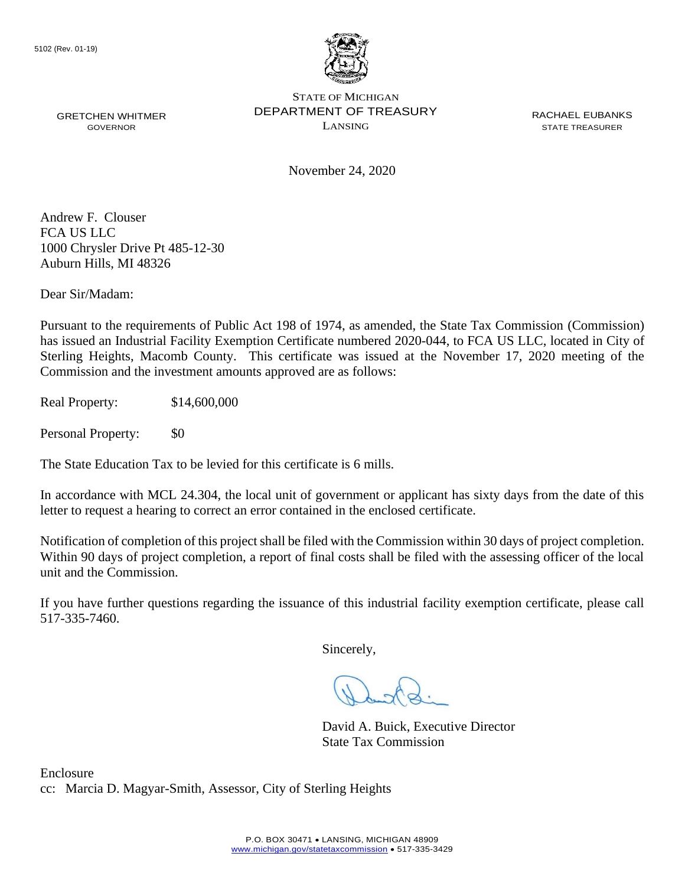5102 (Rev. 01-19)

GRETCHEN WHITMER
GOVERNOR

STATE OF MICHIGAN
DEPARTMENT OF TREASURY
LANSING

RACHAEL EUBANKS
STATE TREASURER

November 24, 2020

Andrew F. Clouser
FCA US LLC
1000 Chrysler Drive Pt 485-12-30
Auburn Hills, MI 48326

Dear Sir/Madam:

Pursuant to the requirements of Public Act 198 of 1974, as amended, the State Tax Commission (Commission) has issued an Industrial Facility Exemption Certificate numbered 2020-044, to FCA US LLC, located in City of Sterling Heights, Macomb County. This certificate was issued at the November 17, 2020 meeting of the Commission and the investment amounts approved are as follows:

Real Property: $14,600,000

Personal Property: $0

The State Education Tax to be levied for this certificate is 6 mills.

In accordance with MCL 24.304, the local unit of government or applicant has sixty days from the date of this letter to request a hearing to correct an error contained in the enclosed certificate.

Notification of completion of this project shall be filed with the Commission within 30 days of project completion. Within 90 days of project completion, a report of final costs shall be filed with the assessing officer of the local unit and the Commission.

If you have further questions regarding the issuance of this industrial facility exemption certificate, please call 517-335-7460.

Sincerely,

David A. Buick, Executive Director
State Tax Commission

Enclosure
cc: Marcia D. Magyar-Smith, Assessor, City of Sterling Heights

P.O. BOX 30471 • LANSING, MICHIGAN 48909
www.michigan.gov/statetaxcommission • 517-335-3429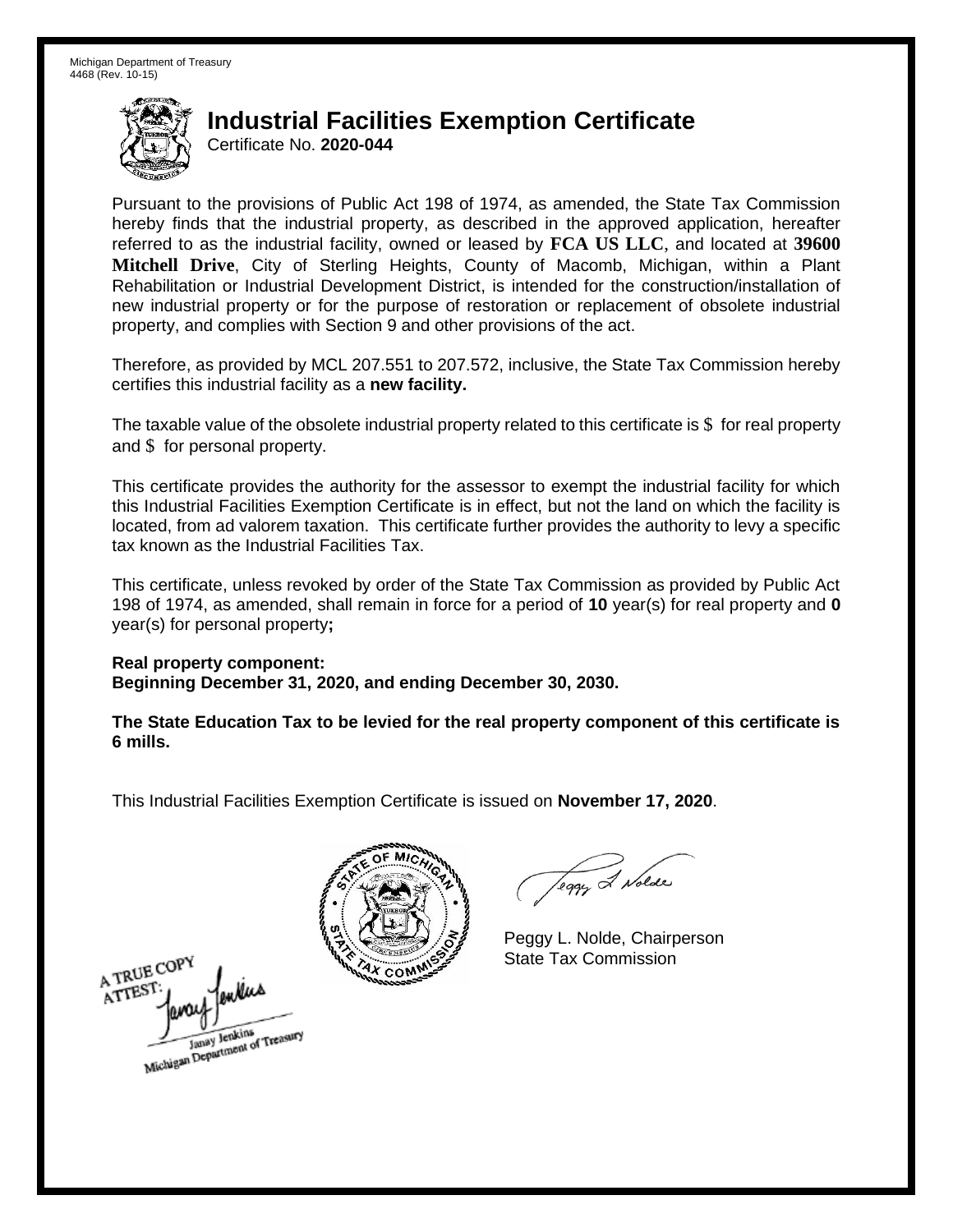Michigan Department of Treasury
4468 (Rev. 10-15)

# Industrial Facilities Exemption Certificate

Certificate No. **2020-044**

Pursuant to the provisions of Public Act 198 of 1974, as amended, the State Tax Commission hereby finds that the industrial property, as described in the approved application, hereafter referred to as the industrial facility, owned or leased by **FCA US LLC**, and located at **39600 Mitchell Drive**, City of Sterling Heights, County of Macomb, Michigan, within a Plant Rehabilitation or Industrial Development District, is intended for the construction/installation of new industrial property or for the purpose of restoration or replacement of obsolete industrial property, and complies with Section 9 and other provisions of the act.

Therefore, as provided by MCL 207.551 to 207.572, inclusive, the State Tax Commission hereby certifies this industrial facility as a **new facility.**

The taxable value of the obsolete industrial property related to this certificate is $ for real property and $ for personal property.

This certificate provides the authority for the assessor to exempt the industrial facility for which this Industrial Facilities Exemption Certificate is in effect, but not the land on which the facility is located, from ad valorem taxation. This certificate further provides the authority to levy a specific tax known as the Industrial Facilities Tax.

This certificate, unless revoked by order of the State Tax Commission as provided by Public Act 198 of 1974, as amended, shall remain in force for a period of **10** year(s) for real property and **0** year(s) for personal property**;**

**Real property component:**
**Beginning December 31, 2020, and ending December 30, 2030.**

**The State Education Tax to be levied for the real property component of this certificate is 6 mills.**

This Industrial Facilities Exemption Certificate is issued on **November 17, 2020**.

Peggy L. Nolde, Chairperson
State Tax Commission

A TRUE COPY
ATTEST:
Janay Jenkins
Michigan Department of Treasury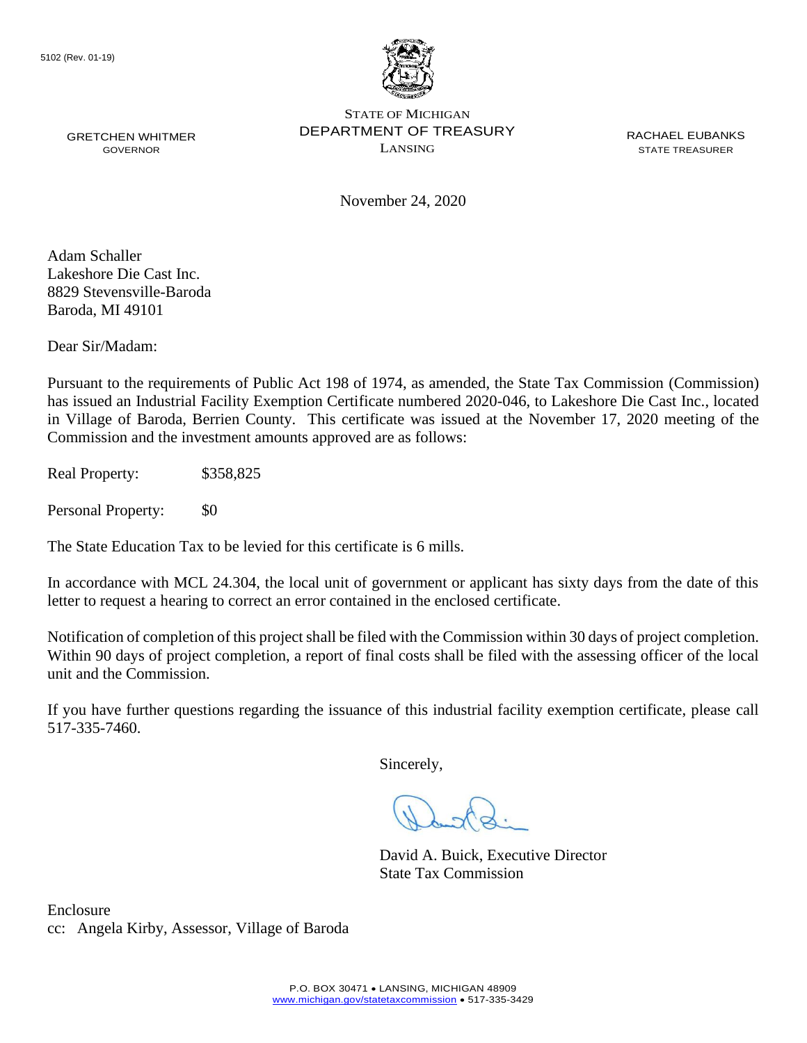5102 (Rev. 01-19)

STATE OF MICHIGAN
DEPARTMENT OF TREASURY
LANSING

GRETCHEN WHITMER
GOVERNOR

RACHAEL EUBANKS
STATE TREASURER

November 24, 2020

Adam Schaller
Lakeshore Die Cast Inc.
8829 Stevensville-Baroda
Baroda, MI 49101

Dear Sir/Madam:

Pursuant to the requirements of Public Act 198 of 1974, as amended, the State Tax Commission (Commission) has issued an Industrial Facility Exemption Certificate numbered 2020-046, to Lakeshore Die Cast Inc., located in Village of Baroda, Berrien County. This certificate was issued at the November 17, 2020 meeting of the Commission and the investment amounts approved are as follows:

Real Property: $358,825

Personal Property: $0

The State Education Tax to be levied for this certificate is 6 mills.

In accordance with MCL 24.304, the local unit of government or applicant has sixty days from the date of this letter to request a hearing to correct an error contained in the enclosed certificate.

Notification of completion of this project shall be filed with the Commission within 30 days of project completion. Within 90 days of project completion, a report of final costs shall be filed with the assessing officer of the local unit and the Commission.

If you have further questions regarding the issuance of this industrial facility exemption certificate, please call 517-335-7460.

Sincerely,

David A. Buick, Executive Director
State Tax Commission

Enclosure
cc: Angela Kirby, Assessor, Village of Baroda

P.O. BOX 30471 • LANSING, MICHIGAN 48909
www.michigan.gov/statetaxcommission • 517-335-3429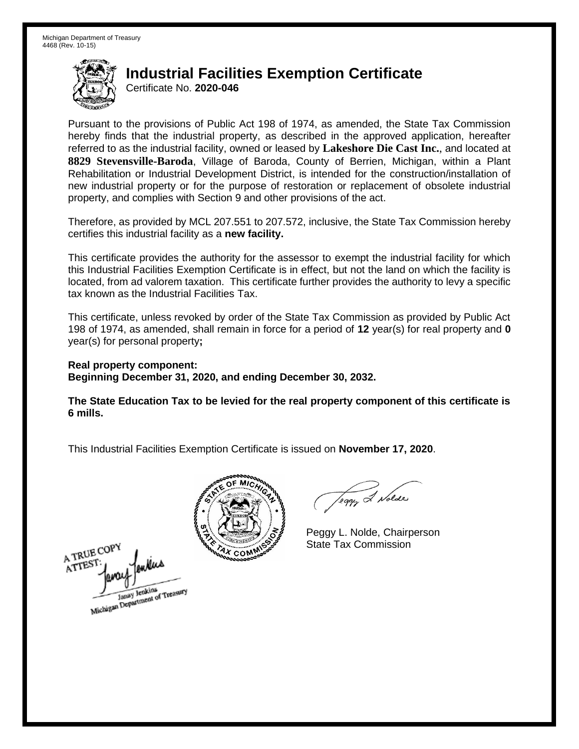Michigan Department of Treasury
4468 (Rev. 10-15)

# Industrial Facilities Exemption Certificate

Certificate No. **2020-046**

Pursuant to the provisions of Public Act 198 of 1974, as amended, the State Tax Commission hereby finds that the industrial property, as described in the approved application, hereafter referred to as the industrial facility, owned or leased by **Lakeshore Die Cast Inc.**, and located at **8829 Stevensville-Baroda**, Village of Baroda, County of Berrien, Michigan, within a Plant Rehabilitation or Industrial Development District, is intended for the construction/installation of new industrial property or for the purpose of restoration or replacement of obsolete industrial property, and complies with Section 9 and other provisions of the act.

Therefore, as provided by MCL 207.551 to 207.572, inclusive, the State Tax Commission hereby certifies this industrial facility as a **new facility.**

This certificate provides the authority for the assessor to exempt the industrial facility for which this Industrial Facilities Exemption Certificate is in effect, but not the land on which the facility is located, from ad valorem taxation. This certificate further provides the authority to levy a specific tax known as the Industrial Facilities Tax.

This certificate, unless revoked by order of the State Tax Commission as provided by Public Act 198 of 1974, as amended, shall remain in force for a period of **12** year(s) for real property and **0** year(s) for personal property**;**

**Real property component:**
**Beginning December 31, 2020, and ending December 30, 2032.**

**The State Education Tax to be levied for the real property component of this certificate is 6 mills.**

This Industrial Facilities Exemption Certificate is issued on **November 17, 2020**.

Peggy L. Nolde, Chairperson
State Tax Commission

A TRUE COPY
ATTEST:
Janay Jenkins
Michigan Department of Treasury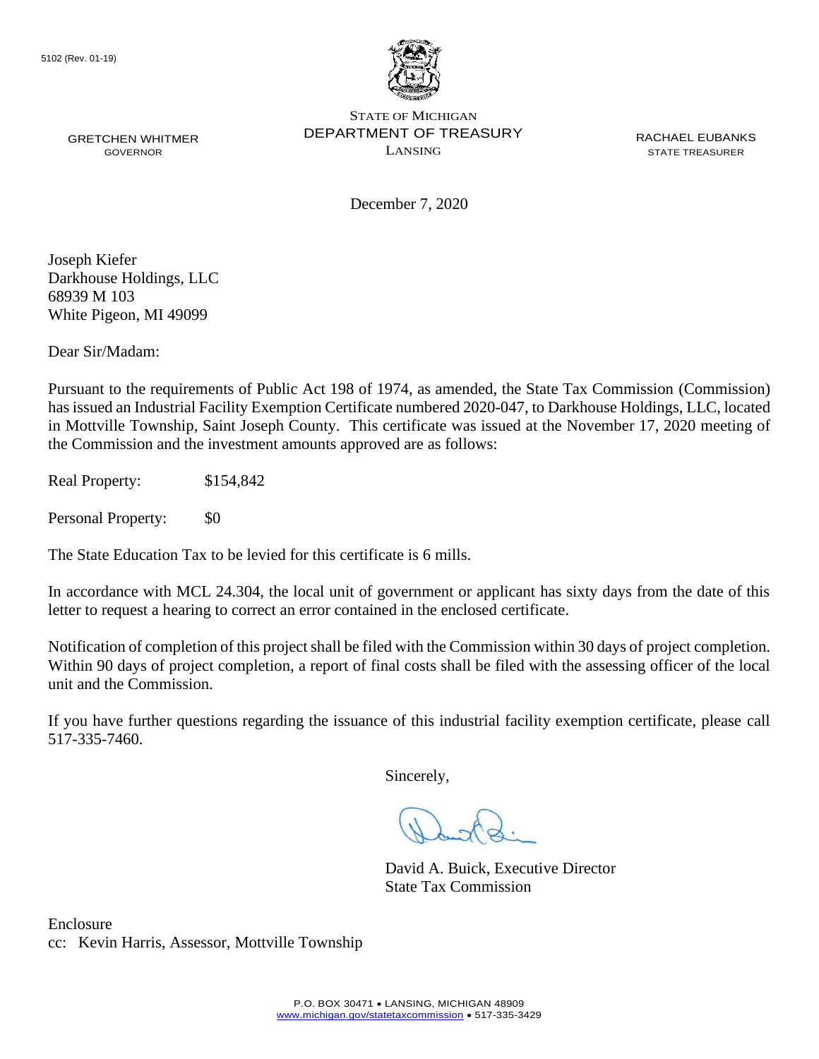5102 (Rev. 01-19)

STATE OF MICHIGAN
DEPARTMENT OF TREASURY
LANSING

GRETCHEN WHITMER
GOVERNOR

RACHAEL EUBANKS
STATE TREASURER

December 7, 2020

Joseph Kiefer
Darkhouse Holdings, LLC
68939 M 103
White Pigeon, MI 49099

Dear Sir/Madam:

Pursuant to the requirements of Public Act 198 of 1974, as amended, the State Tax Commission (Commission) has issued an Industrial Facility Exemption Certificate numbered 2020-047, to Darkhouse Holdings, LLC, located in Mottville Township, Saint Joseph County. This certificate was issued at the November 17, 2020 meeting of the Commission and the investment amounts approved are as follows:

Real Property: $154,842

Personal Property: $0

The State Education Tax to be levied for this certificate is 6 mills.

In accordance with MCL 24.304, the local unit of government or applicant has sixty days from the date of this letter to request a hearing to correct an error contained in the enclosed certificate.

Notification of completion of this project shall be filed with the Commission within 30 days of project completion. Within 90 days of project completion, a report of final costs shall be filed with the assessing officer of the local unit and the Commission.

If you have further questions regarding the issuance of this industrial facility exemption certificate, please call 517-335-7460.

Sincerely,

David A. Buick, Executive Director
State Tax Commission

Enclosure
cc: Kevin Harris, Assessor, Mottville Township

P.O. BOX 30471 • LANSING, MICHIGAN 48909
www.michigan.gov/statetaxcommission • 517-335-3429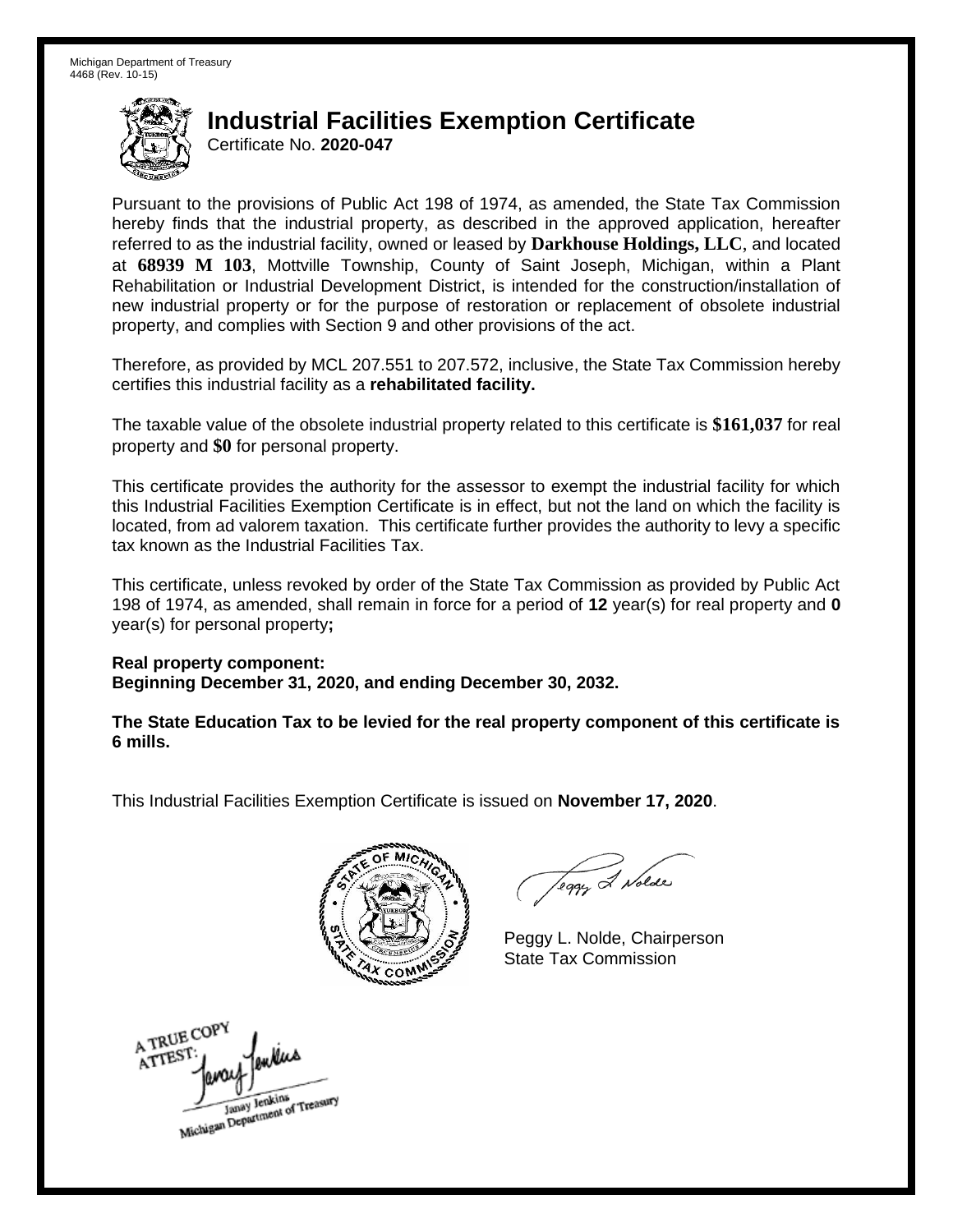Michigan Department of Treasury
4468 (Rev. 10-15)

# Industrial Facilities Exemption Certificate

Certificate No. **2020-047**

Pursuant to the provisions of Public Act 198 of 1974, as amended, the State Tax Commission hereby finds that the industrial property, as described in the approved application, hereafter referred to as the industrial facility, owned or leased by **Darkhouse Holdings, LLC**, and located at **68939 M 103**, Mottville Township, County of Saint Joseph, Michigan, within a Plant Rehabilitation or Industrial Development District, is intended for the construction/installation of new industrial property or for the purpose of restoration or replacement of obsolete industrial property, and complies with Section 9 and other provisions of the act.

Therefore, as provided by MCL 207.551 to 207.572, inclusive, the State Tax Commission hereby certifies this industrial facility as a **rehabilitated facility.**

The taxable value of the obsolete industrial property related to this certificate is **$161,037** for real property and **$0** for personal property.

This certificate provides the authority for the assessor to exempt the industrial facility for which this Industrial Facilities Exemption Certificate is in effect, but not the land on which the facility is located, from ad valorem taxation. This certificate further provides the authority to levy a specific tax known as the Industrial Facilities Tax.

This certificate, unless revoked by order of the State Tax Commission as provided by Public Act 198 of 1974, as amended, shall remain in force for a period of **12** year(s) for real property and **0** year(s) for personal property**;**

**Real property component:**
**Beginning December 31, 2020, and ending December 30, 2032.**

**The State Education Tax to be levied for the real property component of this certificate is 6 mills.**

This Industrial Facilities Exemption Certificate is issued on **November 17, 2020**.

Peggy L. Nolde, Chairperson
State Tax Commission

A TRUE COPY
ATTEST:
Janay Jenkins
Michigan Department of Treasury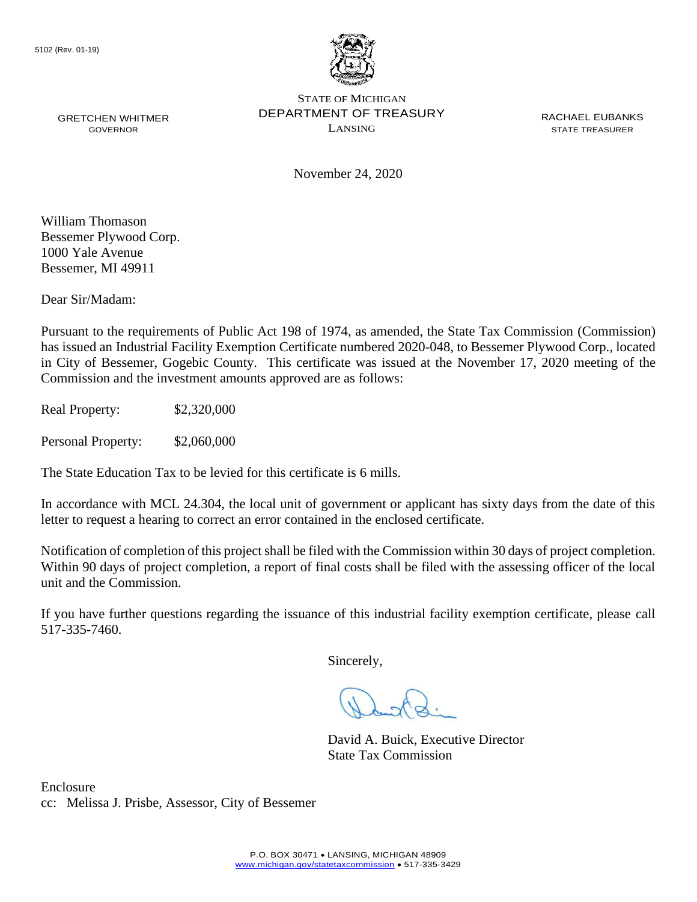5102 (Rev. 01-19)

STATE OF MICHIGAN
DEPARTMENT OF TREASURY
LANSING

GRETCHEN WHITMER
GOVERNOR

RACHAEL EUBANKS
STATE TREASURER

November 24, 2020

William Thomason
Bessemer Plywood Corp.
1000 Yale Avenue
Bessemer, MI 49911

Dear Sir/Madam:

Pursuant to the requirements of Public Act 198 of 1974, as amended, the State Tax Commission (Commission) has issued an Industrial Facility Exemption Certificate numbered 2020-048, to Bessemer Plywood Corp., located in City of Bessemer, Gogebic County. This certificate was issued at the November 17, 2020 meeting of the Commission and the investment amounts approved are as follows:

Real Property: $2,320,000

Personal Property: $2,060,000

The State Education Tax to be levied for this certificate is 6 mills.

In accordance with MCL 24.304, the local unit of government or applicant has sixty days from the date of this letter to request a hearing to correct an error contained in the enclosed certificate.

Notification of completion of this project shall be filed with the Commission within 30 days of project completion. Within 90 days of project completion, a report of final costs shall be filed with the assessing officer of the local unit and the Commission.

If you have further questions regarding the issuance of this industrial facility exemption certificate, please call 517-335-7460.

Sincerely,

David A. Buick, Executive Director
State Tax Commission

Enclosure
cc: Melissa J. Prisbe, Assessor, City of Bessemer

P.O. BOX 30471 • LANSING, MICHIGAN 48909
www.michigan.gov/statetaxcommission • 517-335-3429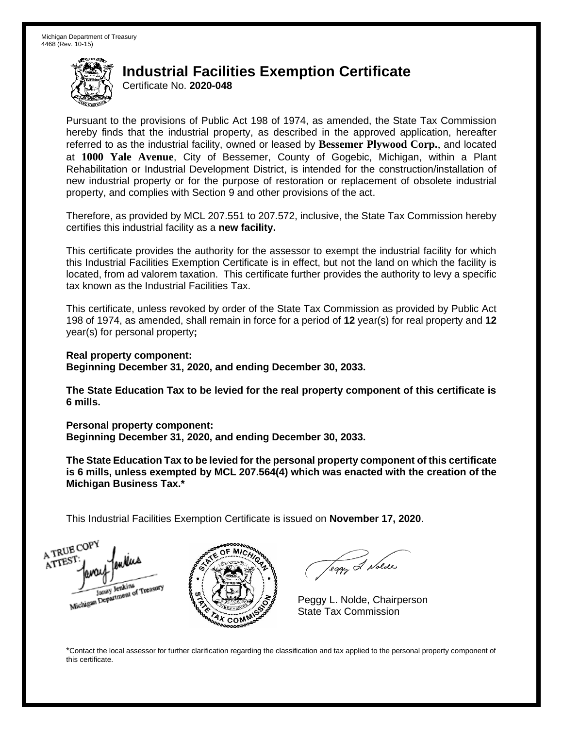Michigan Department of Treasury
4468 (Rev. 10-15)

# Industrial Facilities Exemption Certificate

Certificate No. **2020-048**

Pursuant to the provisions of Public Act 198 of 1974, as amended, the State Tax Commission hereby finds that the industrial property, as described in the approved application, hereafter referred to as the industrial facility, owned or leased by **Bessemer Plywood Corp.**, and located at **1000 Yale Avenue**, City of Bessemer, County of Gogebic, Michigan, within a Plant Rehabilitation or Industrial Development District, is intended for the construction/installation of new industrial property or for the purpose of restoration or replacement of obsolete industrial property, and complies with Section 9 and other provisions of the act.

Therefore, as provided by MCL 207.551 to 207.572, inclusive, the State Tax Commission hereby certifies this industrial facility as a **new facility.**

This certificate provides the authority for the assessor to exempt the industrial facility for which this Industrial Facilities Exemption Certificate is in effect, but not the land on which the facility is located, from ad valorem taxation. This certificate further provides the authority to levy a specific tax known as the Industrial Facilities Tax.

This certificate, unless revoked by order of the State Tax Commission as provided by Public Act 198 of 1974, as amended, shall remain in force for a period of **12** year(s) for real property and **12** year(s) for personal property**;**

**Real property component:**
**Beginning December 31, 2020, and ending December 30, 2033.**

**The State Education Tax to be levied for the real property component of this certificate is 6 mills.**

**Personal property component:**
**Beginning December 31, 2020, and ending December 30, 2033.**

**The State Education Tax to be levied for the personal property component of this certificate is 6 mills, unless exempted by MCL 207.564(4) which was enacted with the creation of the Michigan Business Tax.***

This Industrial Facilities Exemption Certificate is issued on **November 17, 2020**.

A TRUE COPY
ATTEST:
Janay Jenkins
Michigan Department of Treasury

Peggy L. Nolde, Chairperson
State Tax Commission

*Contact the local assessor for further clarification regarding the classification and tax applied to the personal property component of this certificate.